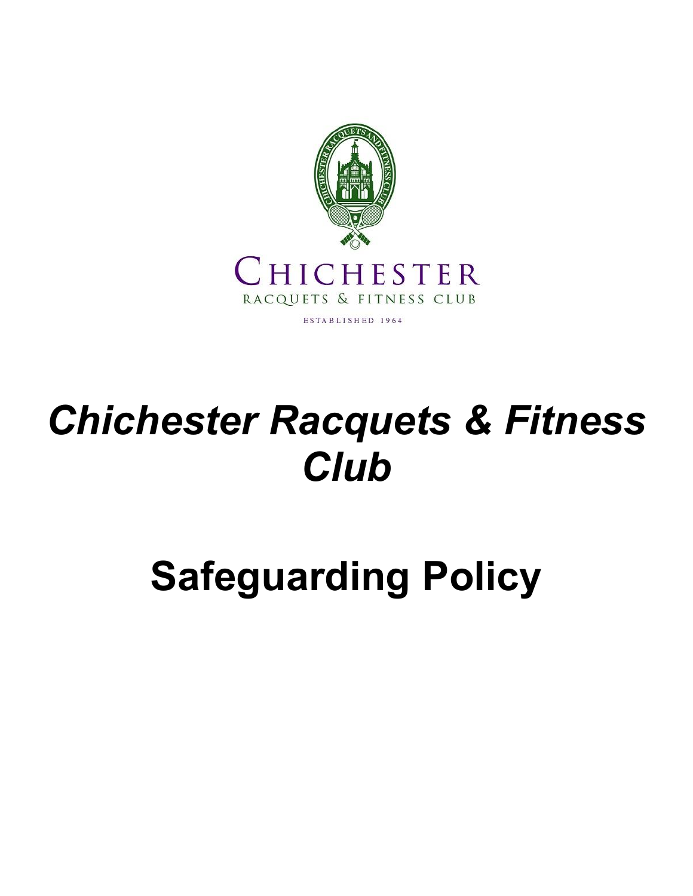CHICHESTER

RACQUETS & FITNESS CLUB

ESTABLISHED 1964

# *Chichester Racquets & Fitness Club*

# Safeguarding Policy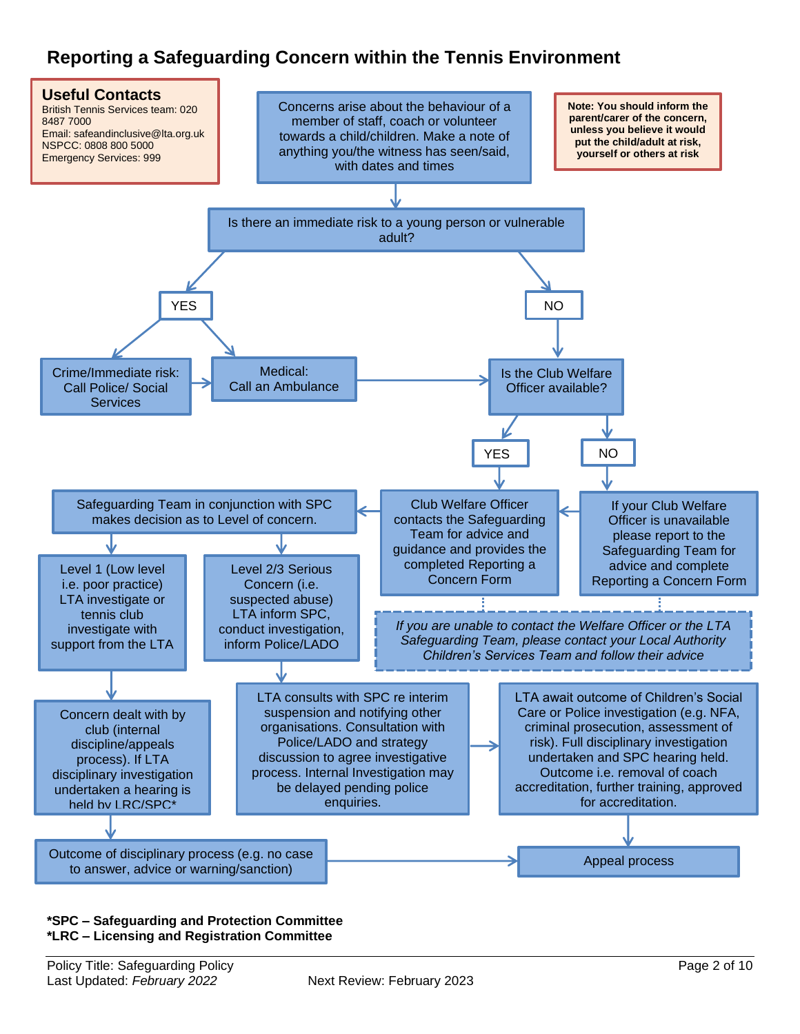# Reporting a Safeguarding Concern within the Tennis Environment

**Useful Contacts**
British Tennis Services team: 020 8487 7000
Email: safeandinclusive@lta.org.uk
NSPCC: 0808 800 5000
Emergency Services: 999

**Note: You should inform the parent/carer of the concern, unless you believe it would put the child/adult at risk, yourself or others at risk**

Concerns arise about the behaviour of a member of staff, coach or volunteer towards a child/children. Make a note of anything you/the witness has seen/said, with dates and times

Is there an immediate risk to a young person or vulnerable adult?

**YES**

- Crime/Immediate risk: Call Police/ Social Services
- Medical: Call an Ambulance

**NO**

Is the Club Welfare Officer available?

- **YES**: Club Welfare Officer contacts the Safeguarding Team for advice and guidance and provides the completed Reporting a Concern Form
- **NO**: If your Club Welfare Officer is unavailable please report to the Safeguarding Team for advice and complete Reporting a Concern Form

*If you are unable to contact the Welfare Officer or the LTA Safeguarding Team, please contact your Local Authority Children's Services Team and follow their advice*

Safeguarding Team in conjunction with SPC makes decision as to Level of concern.

- Level 1 (Low level i.e. poor practice) LTA investigate or tennis club investigate with support from the LTA
  - Concern dealt with by club (internal discipline/appeals process). If LTA disciplinary investigation undertaken a hearing is held by LRC/SPC*
  - Outcome of disciplinary process (e.g. no case to answer, advice or warning/sanction)
  - Appeal process
- Level 2/3 Serious Concern (i.e. suspected abuse) LTA inform SPC, conduct investigation, inform Police/LADO
  - LTA consults with SPC re interim suspension and notifying other organisations. Consultation with Police/LADO and strategy discussion to agree investigative process. Internal Investigation may be delayed pending police enquiries.
  - LTA await outcome of Children's Social Care or Police investigation (e.g. NFA, criminal prosecution, assessment of risk). Full disciplinary investigation undertaken and SPC hearing held. Outcome i.e. removal of coach accreditation, further training, approved for accreditation.
  - Appeal process

**\*SPC – Safeguarding and Protection Committee**
**\*LRC – Licensing and Registration Committee**

Policy Title: Safeguarding Policy
Last Updated: *February 2022* Next Review: February 2023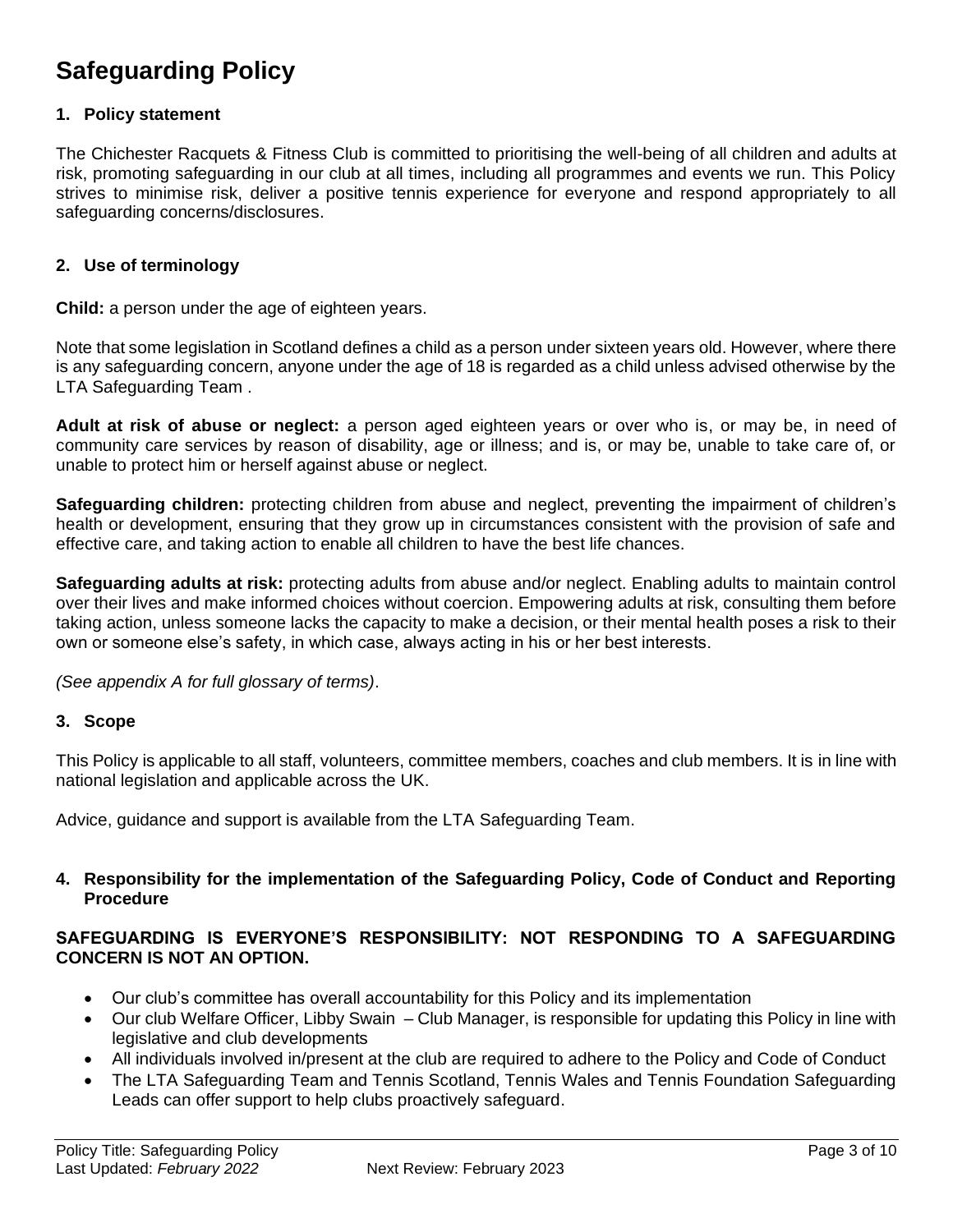# Safeguarding Policy

## 1. Policy statement

The Chichester Racquets & Fitness Club is committed to prioritising the well-being of all children and adults at risk, promoting safeguarding in our club at all times, including all programmes and events we run. This Policy strives to minimise risk, deliver a positive tennis experience for everyone and respond appropriately to all safeguarding concerns/disclosures.

## 2. Use of terminology

**Child:** a person under the age of eighteen years.

Note that some legislation in Scotland defines a child as a person under sixteen years old. However, where there is any safeguarding concern, anyone under the age of 18 is regarded as a child unless advised otherwise by the LTA Safeguarding Team .

**Adult at risk of abuse or neglect:** a person aged eighteen years or over who is, or may be, in need of community care services by reason of disability, age or illness; and is, or may be, unable to take care of, or unable to protect him or herself against abuse or neglect.

**Safeguarding children:** protecting children from abuse and neglect, preventing the impairment of children's health or development, ensuring that they grow up in circumstances consistent with the provision of safe and effective care, and taking action to enable all children to have the best life chances.

**Safeguarding adults at risk:** protecting adults from abuse and/or neglect. Enabling adults to maintain control over their lives and make informed choices without coercion. Empowering adults at risk, consulting them before taking action, unless someone lacks the capacity to make a decision, or their mental health poses a risk to their own or someone else's safety, in which case, always acting in his or her best interests.

*(See appendix A for full glossary of terms)*.

## 3. Scope

This Policy is applicable to all staff, volunteers, committee members, coaches and club members. It is in line with national legislation and applicable across the UK.

Advice, guidance and support is available from the LTA Safeguarding Team.

## 4. Responsibility for the implementation of the Safeguarding Policy, Code of Conduct and Reporting Procedure

**SAFEGUARDING IS EVERYONE'S RESPONSIBILITY: NOT RESPONDING TO A SAFEGUARDING CONCERN IS NOT AN OPTION.**

- Our club's committee has overall accountability for this Policy and its implementation
- Our club Welfare Officer, Libby Swain – Club Manager, is responsible for updating this Policy in line with legislative and club developments
- All individuals involved in/present at the club are required to adhere to the Policy and Code of Conduct
- The LTA Safeguarding Team and Tennis Scotland, Tennis Wales and Tennis Foundation Safeguarding Leads can offer support to help clubs proactively safeguard.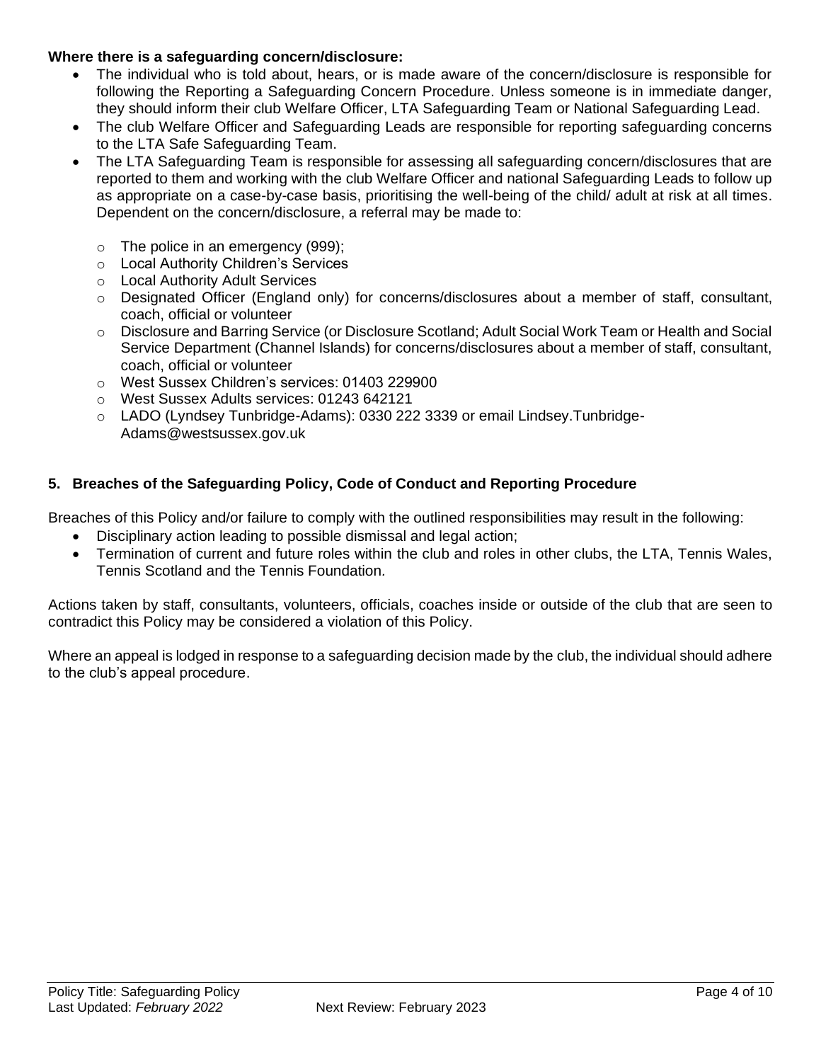**Where there is a safeguarding concern/disclosure:**

- The individual who is told about, hears, or is made aware of the concern/disclosure is responsible for following the Reporting a Safeguarding Concern Procedure. Unless someone is in immediate danger, they should inform their club Welfare Officer, LTA Safeguarding Team or National Safeguarding Lead.
- The club Welfare Officer and Safeguarding Leads are responsible for reporting safeguarding concerns to the LTA Safe Safeguarding Team.
- The LTA Safeguarding Team is responsible for assessing all safeguarding concern/disclosures that are reported to them and working with the club Welfare Officer and national Safeguarding Leads to follow up as appropriate on a case-by-case basis, prioritising the well-being of the child/ adult at risk at all times. Dependent on the concern/disclosure, a referral may be made to:
  - The police in an emergency (999);
  - Local Authority Children's Services
  - Local Authority Adult Services
  - Designated Officer (England only) for concerns/disclosures about a member of staff, consultant, coach, official or volunteer
  - Disclosure and Barring Service (or Disclosure Scotland; Adult Social Work Team or Health and Social Service Department (Channel Islands) for concerns/disclosures about a member of staff, consultant, coach, official or volunteer
  - West Sussex Children's services: 01403 229900
  - West Sussex Adults services: 01243 642121
  - LADO (Lyndsey Tunbridge-Adams): 0330 222 3339 or email Lindsey.Tunbridge-Adams@westsussex.gov.uk

## 5. Breaches of the Safeguarding Policy, Code of Conduct and Reporting Procedure

Breaches of this Policy and/or failure to comply with the outlined responsibilities may result in the following:

- Disciplinary action leading to possible dismissal and legal action;
- Termination of current and future roles within the club and roles in other clubs, the LTA, Tennis Wales, Tennis Scotland and the Tennis Foundation.

Actions taken by staff, consultants, volunteers, officials, coaches inside or outside of the club that are seen to contradict this Policy may be considered a violation of this Policy.

Where an appeal is lodged in response to a safeguarding decision made by the club, the individual should adhere to the club's appeal procedure.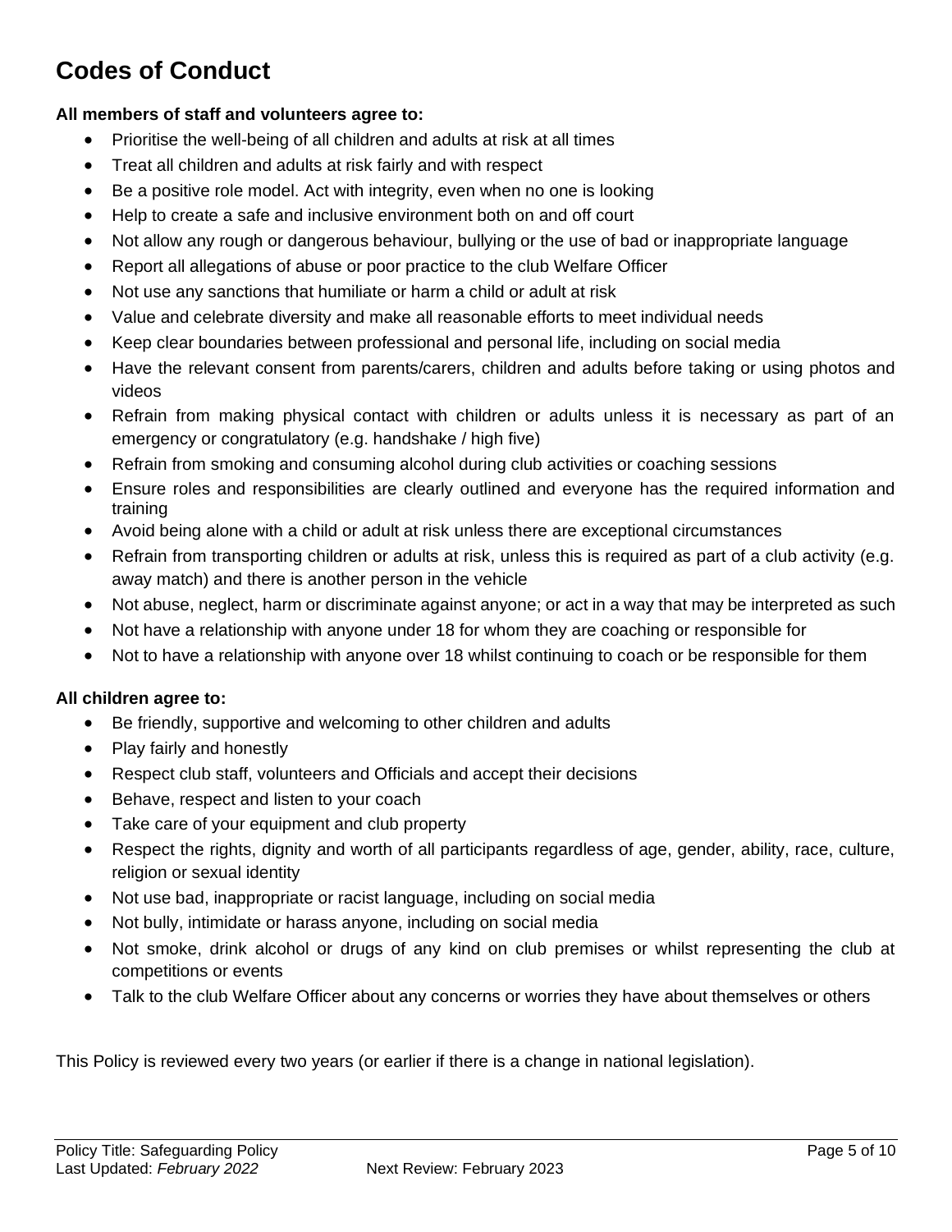# Codes of Conduct

**All members of staff and volunteers agree to:**

- Prioritise the well-being of all children and adults at risk at all times
- Treat all children and adults at risk fairly and with respect
- Be a positive role model. Act with integrity, even when no one is looking
- Help to create a safe and inclusive environment both on and off court
- Not allow any rough or dangerous behaviour, bullying or the use of bad or inappropriate language
- Report all allegations of abuse or poor practice to the club Welfare Officer
- Not use any sanctions that humiliate or harm a child or adult at risk
- Value and celebrate diversity and make all reasonable efforts to meet individual needs
- Keep clear boundaries between professional and personal life, including on social media
- Have the relevant consent from parents/carers, children and adults before taking or using photos and videos
- Refrain from making physical contact with children or adults unless it is necessary as part of an emergency or congratulatory (e.g. handshake / high five)
- Refrain from smoking and consuming alcohol during club activities or coaching sessions
- Ensure roles and responsibilities are clearly outlined and everyone has the required information and training
- Avoid being alone with a child or adult at risk unless there are exceptional circumstances
- Refrain from transporting children or adults at risk, unless this is required as part of a club activity (e.g. away match) and there is another person in the vehicle
- Not abuse, neglect, harm or discriminate against anyone; or act in a way that may be interpreted as such
- Not have a relationship with anyone under 18 for whom they are coaching or responsible for
- Not to have a relationship with anyone over 18 whilst continuing to coach or be responsible for them

**All children agree to:**

- Be friendly, supportive and welcoming to other children and adults
- Play fairly and honestly
- Respect club staff, volunteers and Officials and accept their decisions
- Behave, respect and listen to your coach
- Take care of your equipment and club property
- Respect the rights, dignity and worth of all participants regardless of age, gender, ability, race, culture, religion or sexual identity
- Not use bad, inappropriate or racist language, including on social media
- Not bully, intimidate or harass anyone, including on social media
- Not smoke, drink alcohol or drugs of any kind on club premises or whilst representing the club at competitions or events
- Talk to the club Welfare Officer about any concerns or worries they have about themselves or others

This Policy is reviewed every two years (or earlier if there is a change in national legislation).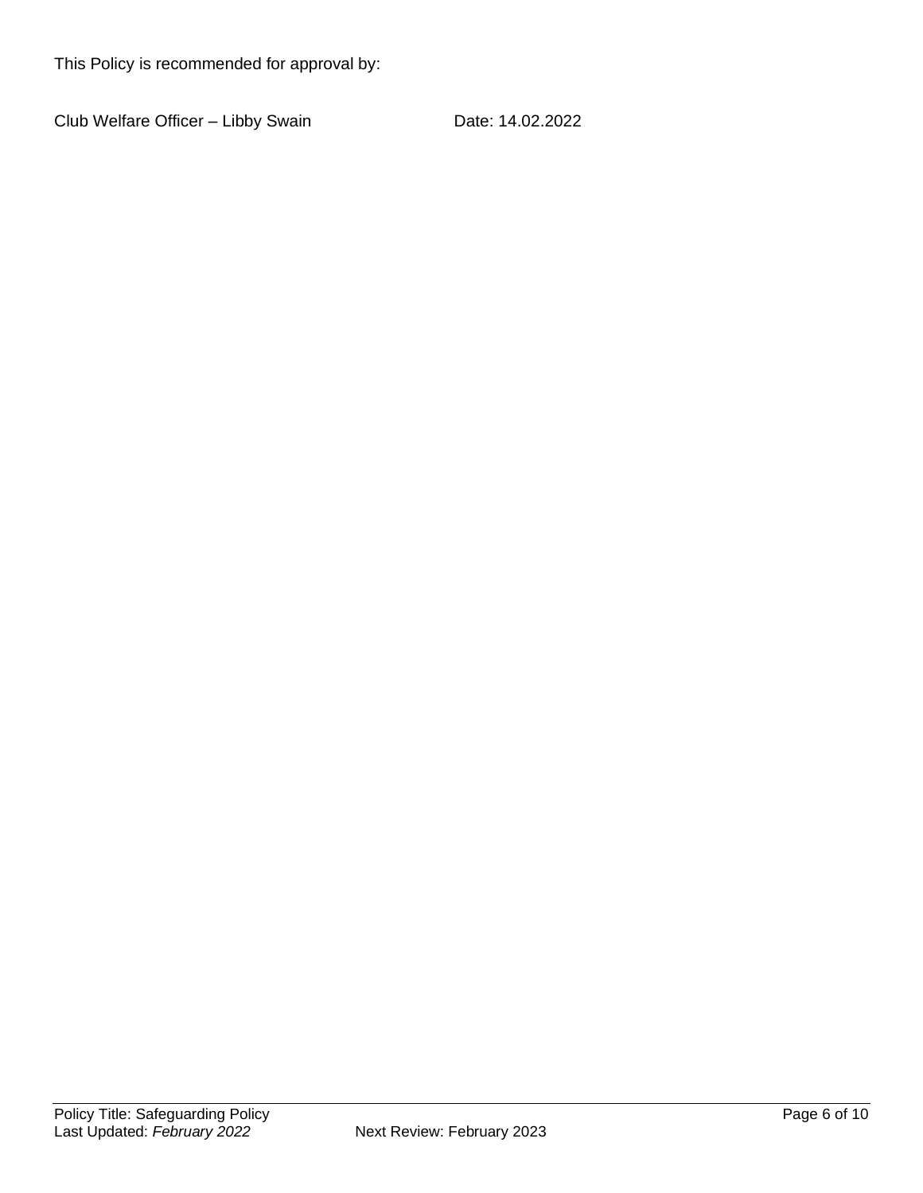This Policy is recommended for approval by:

Club Welfare Officer – Libby Swain Date: 14.02.2022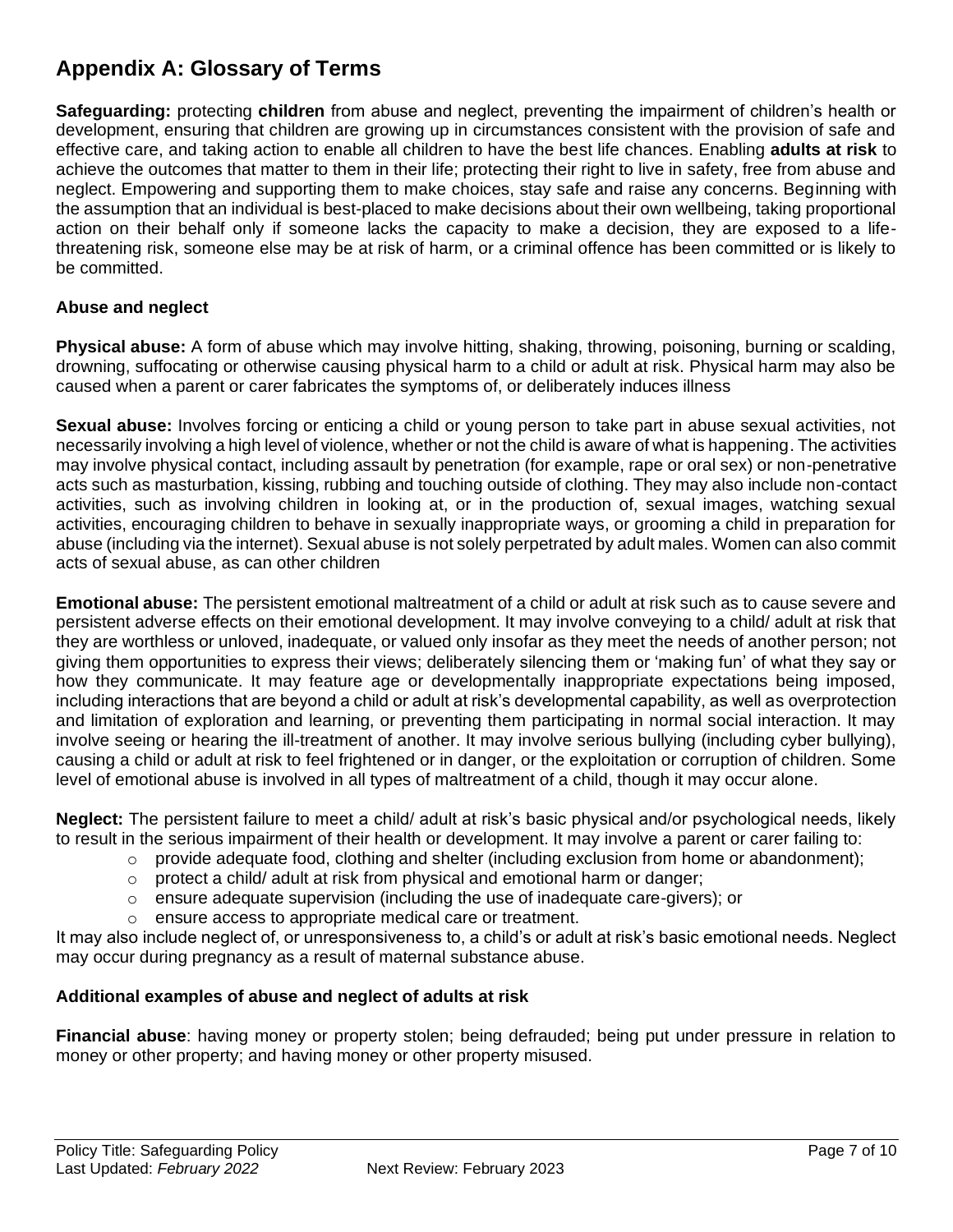## Appendix A: Glossary of Terms

**Safeguarding:** protecting **children** from abuse and neglect, preventing the impairment of children's health or development, ensuring that children are growing up in circumstances consistent with the provision of safe and effective care, and taking action to enable all children to have the best life chances. Enabling **adults at risk** to achieve the outcomes that matter to them in their life; protecting their right to live in safety, free from abuse and neglect. Empowering and supporting them to make choices, stay safe and raise any concerns. Beginning with the assumption that an individual is best-placed to make decisions about their own wellbeing, taking proportional action on their behalf only if someone lacks the capacity to make a decision, they are exposed to a life-threatening risk, someone else may be at risk of harm, or a criminal offence has been committed or is likely to be committed.

### Abuse and neglect

**Physical abuse:** A form of abuse which may involve hitting, shaking, throwing, poisoning, burning or scalding, drowning, suffocating or otherwise causing physical harm to a child or adult at risk. Physical harm may also be caused when a parent or carer fabricates the symptoms of, or deliberately induces illness

**Sexual abuse:** Involves forcing or enticing a child or young person to take part in abuse sexual activities, not necessarily involving a high level of violence, whether or not the child is aware of what is happening. The activities may involve physical contact, including assault by penetration (for example, rape or oral sex) or non-penetrative acts such as masturbation, kissing, rubbing and touching outside of clothing. They may also include non-contact activities, such as involving children in looking at, or in the production of, sexual images, watching sexual activities, encouraging children to behave in sexually inappropriate ways, or grooming a child in preparation for abuse (including via the internet). Sexual abuse is not solely perpetrated by adult males. Women can also commit acts of sexual abuse, as can other children

**Emotional abuse:** The persistent emotional maltreatment of a child or adult at risk such as to cause severe and persistent adverse effects on their emotional development. It may involve conveying to a child/ adult at risk that they are worthless or unloved, inadequate, or valued only insofar as they meet the needs of another person; not giving them opportunities to express their views; deliberately silencing them or 'making fun' of what they say or how they communicate. It may feature age or developmentally inappropriate expectations being imposed, including interactions that are beyond a child or adult at risk's developmental capability, as well as overprotection and limitation of exploration and learning, or preventing them participating in normal social interaction. It may involve seeing or hearing the ill-treatment of another. It may involve serious bullying (including cyber bullying), causing a child or adult at risk to feel frightened or in danger, or the exploitation or corruption of children. Some level of emotional abuse is involved in all types of maltreatment of a child, though it may occur alone.

**Neglect:** The persistent failure to meet a child/ adult at risk's basic physical and/or psychological needs, likely to result in the serious impairment of their health or development. It may involve a parent or carer failing to:

- provide adequate food, clothing and shelter (including exclusion from home or abandonment);
- protect a child/ adult at risk from physical and emotional harm or danger;
- ensure adequate supervision (including the use of inadequate care-givers); or
- ensure access to appropriate medical care or treatment.

It may also include neglect of, or unresponsiveness to, a child's or adult at risk's basic emotional needs. Neglect may occur during pregnancy as a result of maternal substance abuse.

### Additional examples of abuse and neglect of adults at risk

**Financial abuse**: having money or property stolen; being defrauded; being put under pressure in relation to money or other property; and having money or other property misused.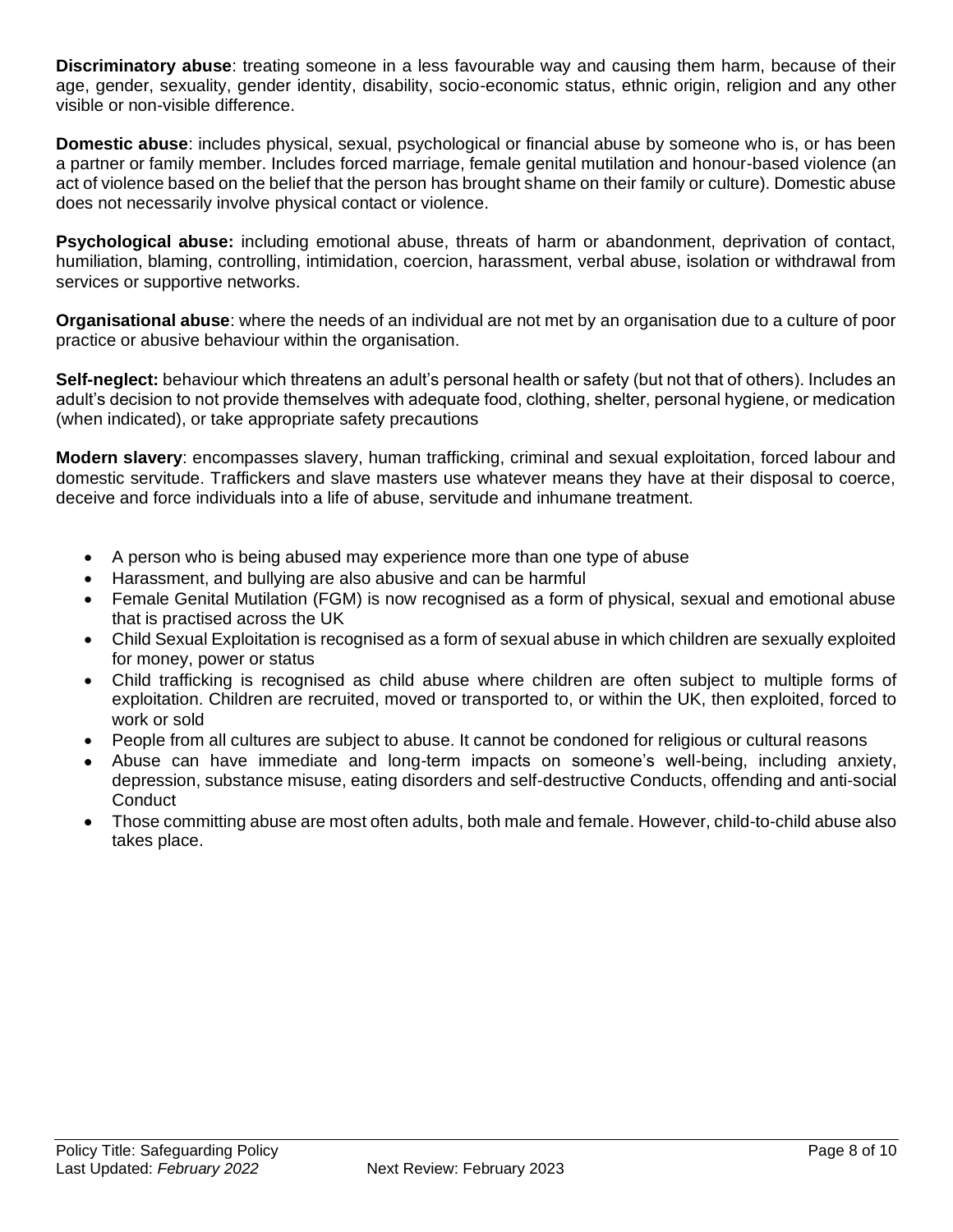**Discriminatory abuse**: treating someone in a less favourable way and causing them harm, because of their age, gender, sexuality, gender identity, disability, socio-economic status, ethnic origin, religion and any other visible or non-visible difference.

**Domestic abuse**: includes physical, sexual, psychological or financial abuse by someone who is, or has been a partner or family member. Includes forced marriage, female genital mutilation and honour-based violence (an act of violence based on the belief that the person has brought shame on their family or culture). Domestic abuse does not necessarily involve physical contact or violence.

**Psychological abuse:** including emotional abuse, threats of harm or abandonment, deprivation of contact, humiliation, blaming, controlling, intimidation, coercion, harassment, verbal abuse, isolation or withdrawal from services or supportive networks.

**Organisational abuse**: where the needs of an individual are not met by an organisation due to a culture of poor practice or abusive behaviour within the organisation.

**Self-neglect:** behaviour which threatens an adult's personal health or safety (but not that of others). Includes an adult's decision to not provide themselves with adequate food, clothing, shelter, personal hygiene, or medication (when indicated), or take appropriate safety precautions

**Modern slavery**: encompasses slavery, human trafficking, criminal and sexual exploitation, forced labour and domestic servitude. Traffickers and slave masters use whatever means they have at their disposal to coerce, deceive and force individuals into a life of abuse, servitude and inhumane treatment.

- A person who is being abused may experience more than one type of abuse
- Harassment, and bullying are also abusive and can be harmful
- Female Genital Mutilation (FGM) is now recognised as a form of physical, sexual and emotional abuse that is practised across the UK
- Child Sexual Exploitation is recognised as a form of sexual abuse in which children are sexually exploited for money, power or status
- Child trafficking is recognised as child abuse where children are often subject to multiple forms of exploitation. Children are recruited, moved or transported to, or within the UK, then exploited, forced to work or sold
- People from all cultures are subject to abuse. It cannot be condoned for religious or cultural reasons
- Abuse can have immediate and long-term impacts on someone's well-being, including anxiety, depression, substance misuse, eating disorders and self-destructive Conducts, offending and anti-social Conduct
- Those committing abuse are most often adults, both male and female. However, child-to-child abuse also takes place.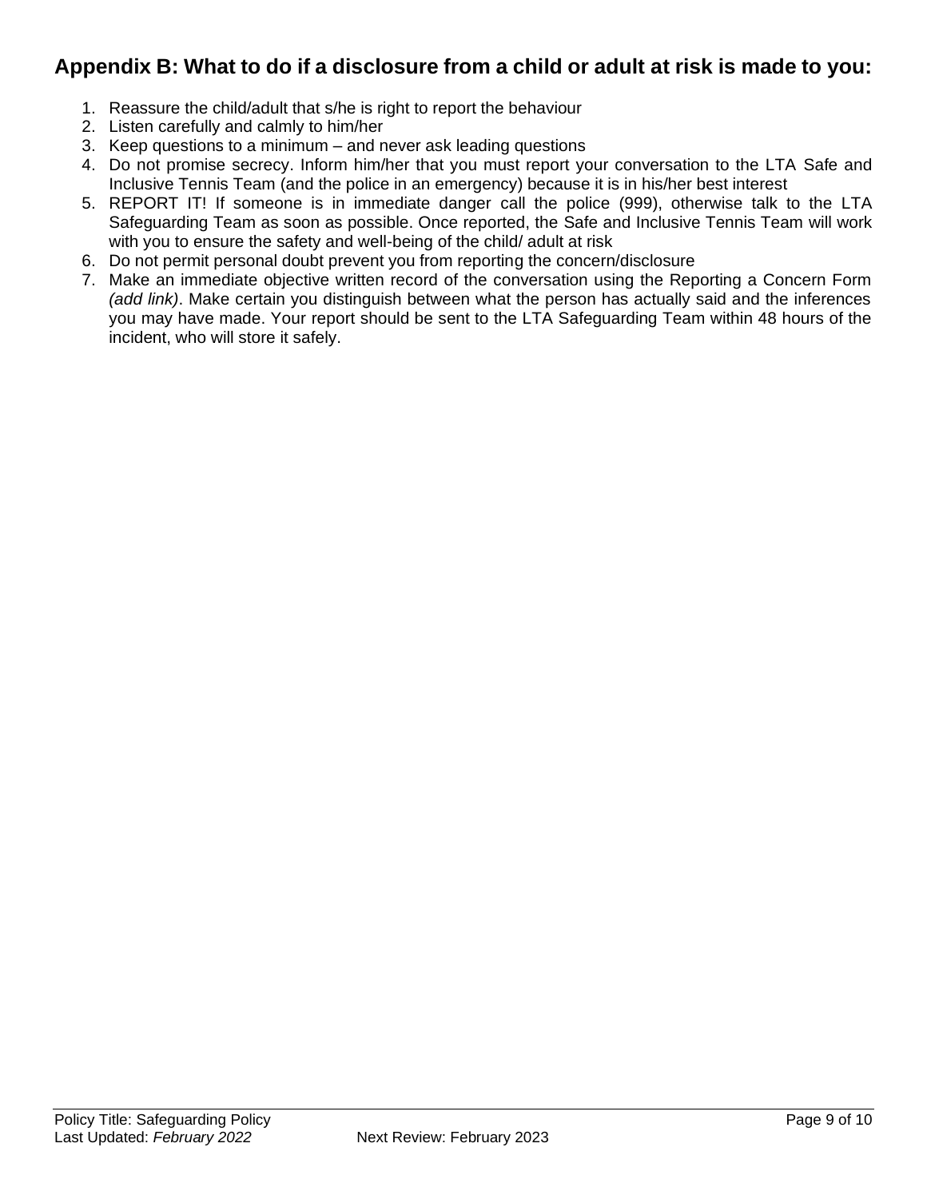## Appendix B: What to do if a disclosure from a child or adult at risk is made to you:

1. Reassure the child/adult that s/he is right to report the behaviour
2. Listen carefully and calmly to him/her
3. Keep questions to a minimum – and never ask leading questions
4. Do not promise secrecy. Inform him/her that you must report your conversation to the LTA Safe and Inclusive Tennis Team (and the police in an emergency) because it is in his/her best interest
5. REPORT IT! If someone is in immediate danger call the police (999), otherwise talk to the LTA Safeguarding Team as soon as possible. Once reported, the Safe and Inclusive Tennis Team will work with you to ensure the safety and well-being of the child/ adult at risk
6. Do not permit personal doubt prevent you from reporting the concern/disclosure
7. Make an immediate objective written record of the conversation using the Reporting a Concern Form *(add link)*. Make certain you distinguish between what the person has actually said and the inferences you may have made. Your report should be sent to the LTA Safeguarding Team within 48 hours of the incident, who will store it safely.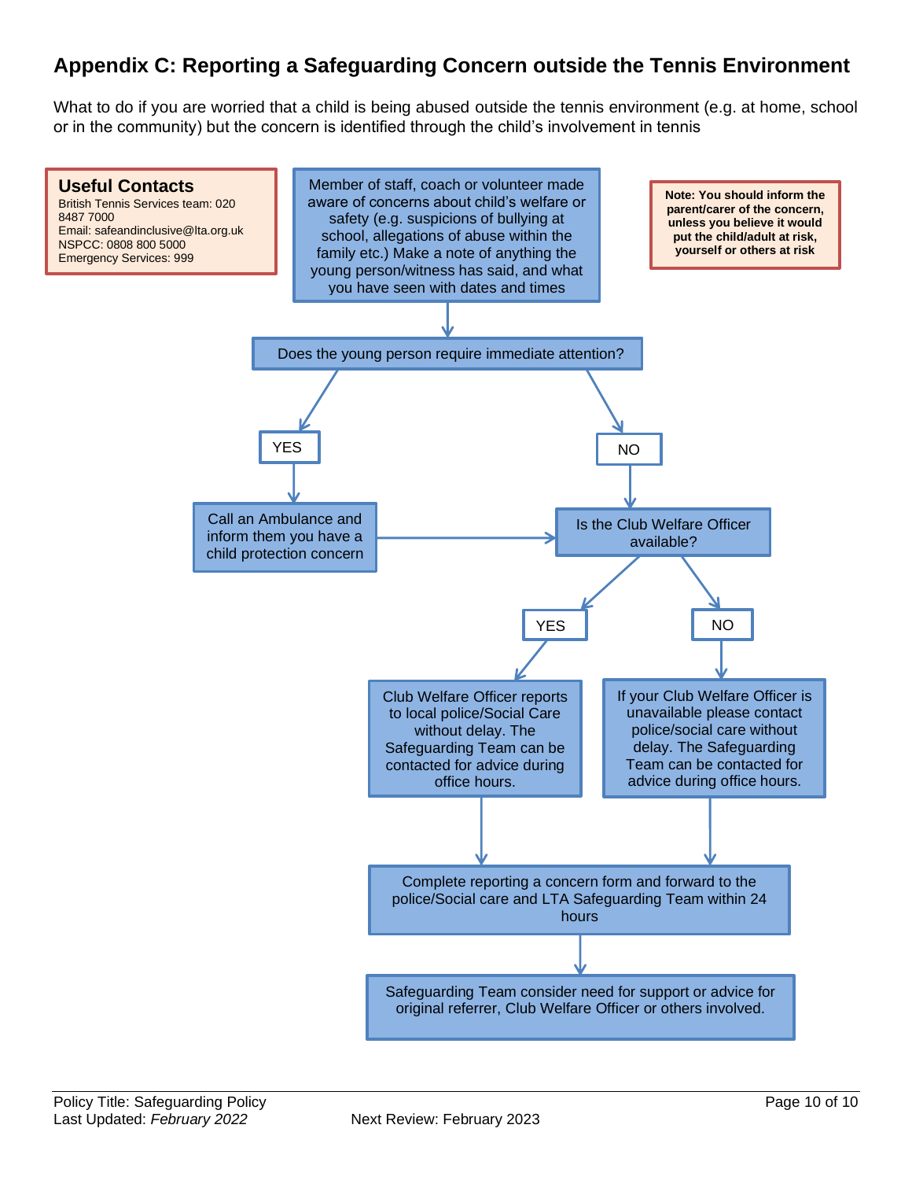## Appendix C: Reporting a Safeguarding Concern outside the Tennis Environment

What to do if you are worried that a child is being abused outside the tennis environment (e.g. at home, school or in the community) but the concern is identified through the child's involvement in tennis

**Useful Contacts**
British Tennis Services team: 020 8487 7000
Email: safeandinclusive@lta.org.uk
NSPCC: 0808 800 5000
Emergency Services: 999

Member of staff, coach or volunteer made aware of concerns about child's welfare or safety (e.g. suspicions of bullying at school, allegations of abuse within the family etc.) Make a note of anything the young person/witness has said, and what you have seen with dates and times

**Note: You should inform the parent/carer of the concern, unless you believe it would put the child/adult at risk, yourself or others at risk**

Does the young person require immediate attention?

YES

Call an Ambulance and inform them you have a child protection concern

NO

Is the Club Welfare Officer available?

YES

Club Welfare Officer reports to local police/Social Care without delay. The Safeguarding Team can be contacted for advice during office hours.

NO

If your Club Welfare Officer is unavailable please contact police/social care without delay. The Safeguarding Team can be contacted for advice during office hours.

Complete reporting a concern form and forward to the police/Social care and LTA Safeguarding Team within 24 hours

Safeguarding Team consider need for support or advice for original referrer, Club Welfare Officer or others involved.

Policy Title: Safeguarding Policy
Last Updated: *February 2022*
Next Review: February 2023